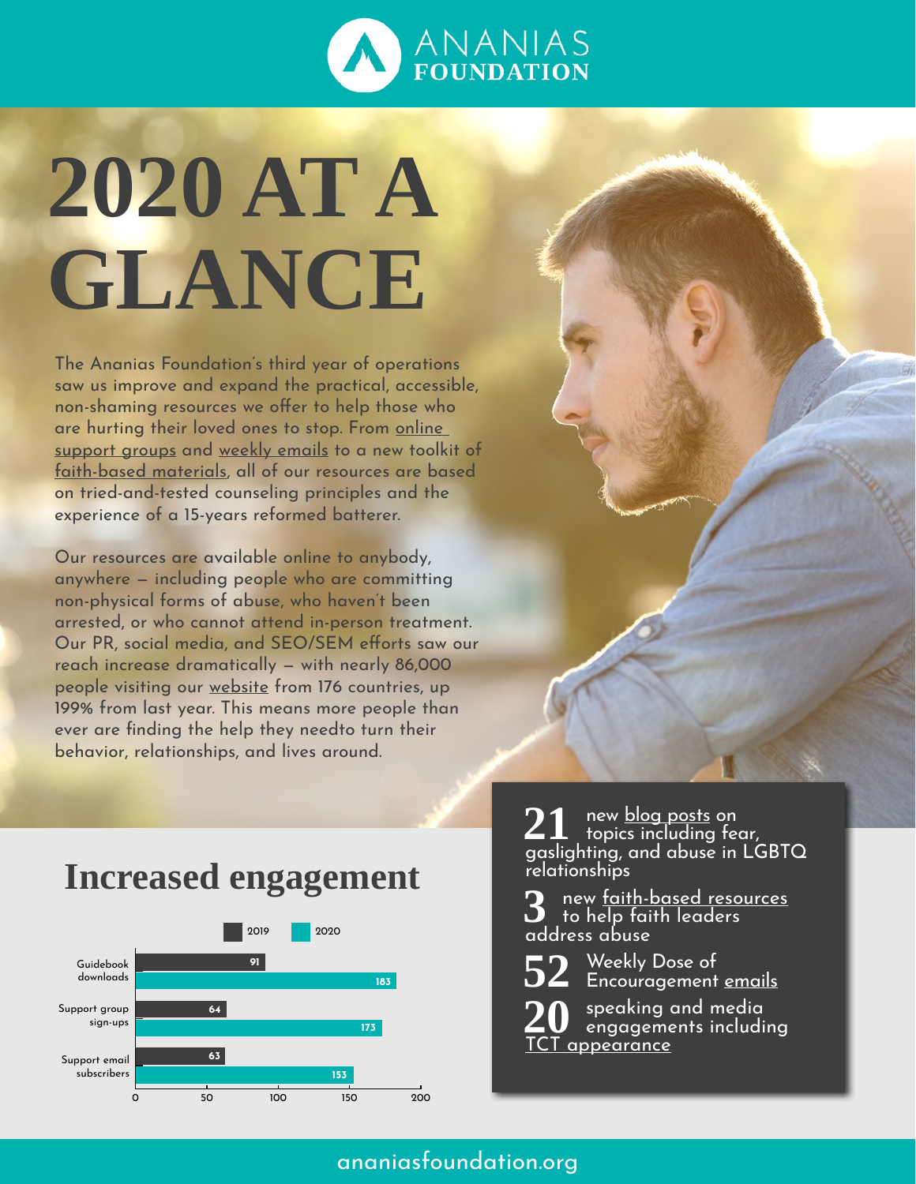ANANIAS FOUNDATION

# 2020 AT A GLANCE

The Ananias Foundation's third year of operations saw us improve and expand the practical, accessible, non-shaming resources we offer to help those who are hurting their loved ones to stop. From online support groups and weekly emails to a new toolkit of faith-based materials, all of our resources are based on tried-and-tested counseling principles and the experience of a 15-years reformed batterer.

Our resources are available online to anybody, anywhere — including people who are committing non-physical forms of abuse, who haven't been arrested, or who cannot attend in-person treatment. Our PR, social media, and SEO/SEM efforts saw our reach increase dramatically — with nearly 86,000 people visiting our website from 176 countries, up 199% from last year. This means more people than ever are finding the help they needto turn their behavior, relationships, and lives around.

## Increased engagement

| | 2019 | 2020 |
|---|---|---|
| Guidebook downloads | 91 | 183 |
| Support group sign-ups | 64 | 173 |
| Support email subscribers | 63 | 153 |

**21** new blog posts on topics including fear, gaslighting, and abuse in LGBTQ relationships

**3** new faith-based resources to help faith leaders address abuse

**52** Weekly Dose of Encouragement emails

**20** speaking and media engagements including TCT appearance

ananiasfoundation.org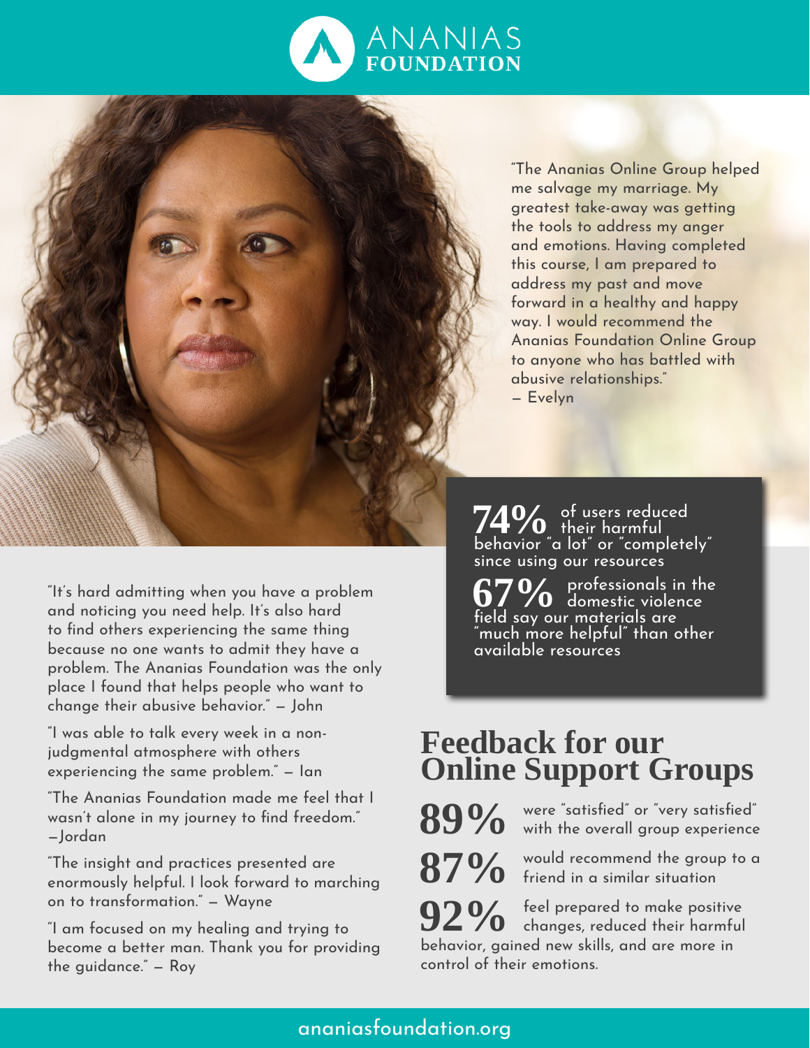# ANANIAS FOUNDATION

"The Ananias Online Group helped me salvage my marriage. My greatest take-away was getting the tools to address my anger and emotions. Having completed this course, I am prepared to address my past and move forward in a healthy and happy way. I would recommend the Ananias Foundation Online Group to anyone who has battled with abusive relationships."
— Evelyn

**74%** of users reduced their harmful behavior "a lot" or "completely" since using our resources

**67%** professionals in the domestic violence field say our materials are "much more helpful" than other available resources

"It's hard admitting when you have a problem and noticing you need help. It's also hard to find others experiencing the same thing because no one wants to admit they have a problem. The Ananias Foundation was the only place I found that helps people who want to change their abusive behavior." — John

"I was able to talk every week in a non-judgmental atmosphere with others experiencing the same problem." — Ian

"The Ananias Foundation made me feel that I wasn't alone in my journey to find freedom." —Jordan

"The insight and practices presented are enormously helpful. I look forward to marching on to transformation." — Wayne

"I am focused on my healing and trying to become a better man. Thank you for providing the guidance." — Roy

## Feedback for our Online Support Groups

**89%** were "satisfied" or "very satisfied" with the overall group experience

**87%** would recommend the group to a friend in a similar situation

**92%** feel prepared to make positive changes, reduced their harmful behavior, gained new skills, and are more in control of their emotions.

ananiasfoundation.org